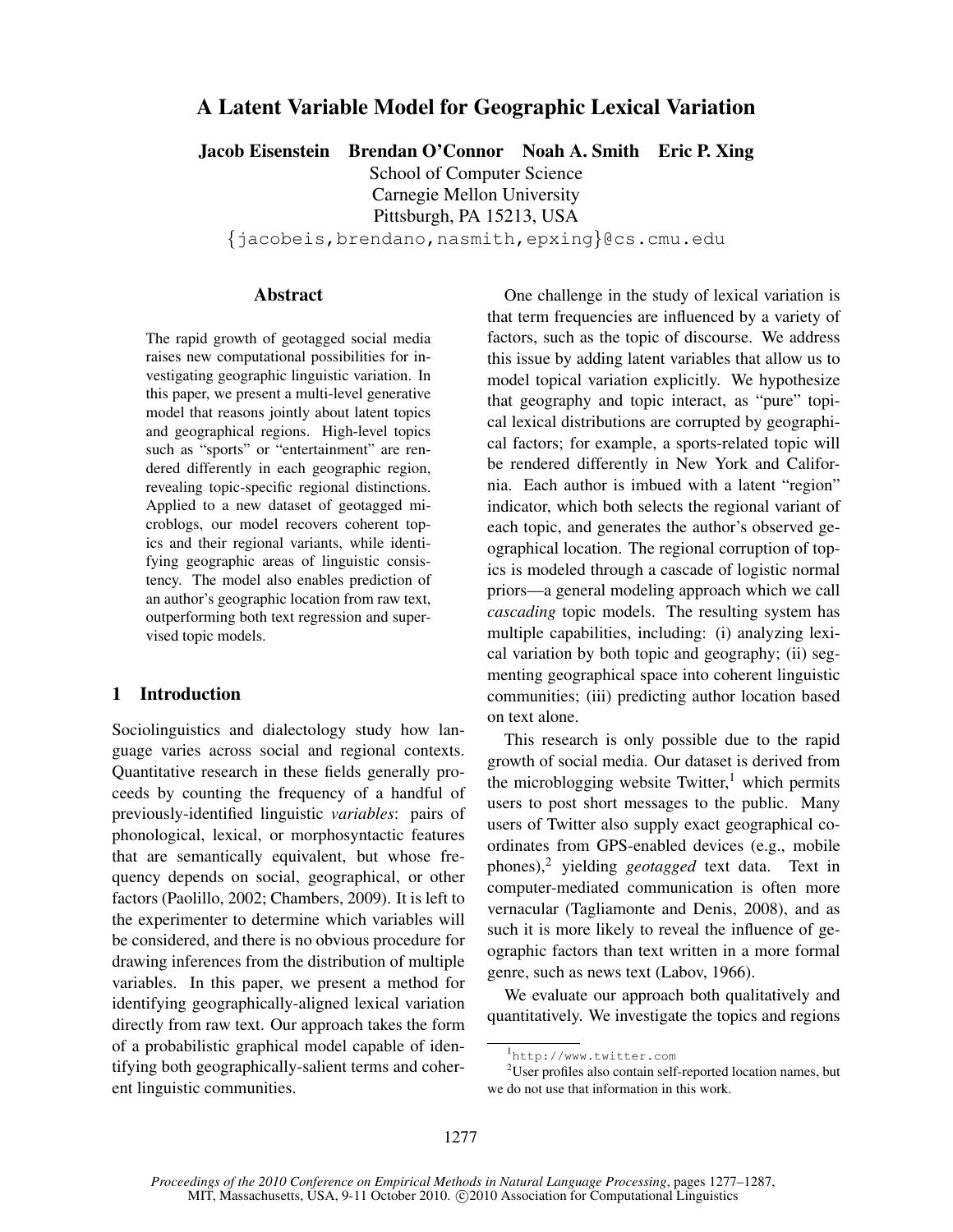# A Latent Variable Model for Geographic Lexical Variation

**Jacob Eisenstein Brendan O'Connor Noah A. Smith Eric P. Xing**

School of Computer Science
Carnegie Mellon University
Pittsburgh, PA 15213, USA
{jacobeis,brendano,nasmith,epxing}@cs.cmu.edu

## Abstract

The rapid growth of geotagged social media raises new computational possibilities for investigating geographic linguistic variation. In this paper, we present a multi-level generative model that reasons jointly about latent topics and geographical regions. High-level topics such as "sports" or "entertainment" are rendered differently in each geographic region, revealing topic-specific regional distinctions. Applied to a new dataset of geotagged microblogs, our model recovers coherent topics and their regional variants, while identifying geographic areas of linguistic consistency. The model also enables prediction of an author's geographic location from raw text, outperforming both text regression and supervised topic models.

## 1 Introduction

Sociolinguistics and dialectology study how language varies across social and regional contexts. Quantitative research in these fields generally proceeds by counting the frequency of a handful of previously-identified linguistic *variables*: pairs of phonological, lexical, or morphosyntactic features that are semantically equivalent, but whose frequency depends on social, geographical, or other factors (Paolillo, 2002; Chambers, 2009). It is left to the experimenter to determine which variables will be considered, and there is no obvious procedure for drawing inferences from the distribution of multiple variables. In this paper, we present a method for identifying geographically-aligned lexical variation directly from raw text. Our approach takes the form of a probabilistic graphical model capable of identifying both geographically-salient terms and coherent linguistic communities.

One challenge in the study of lexical variation is that term frequencies are influenced by a variety of factors, such as the topic of discourse. We address this issue by adding latent variables that allow us to model topical variation explicitly. We hypothesize that geography and topic interact, as "pure" topical lexical distributions are corrupted by geographical factors; for example, a sports-related topic will be rendered differently in New York and California. Each author is imbued with a latent "region" indicator, which both selects the regional variant of each topic, and generates the author's observed geographical location. The regional corruption of topics is modeled through a cascade of logistic normal priors—a general modeling approach which we call *cascading* topic models. The resulting system has multiple capabilities, including: (i) analyzing lexical variation by both topic and geography; (ii) segmenting geographical space into coherent linguistic communities; (iii) predicting author location based on text alone.

This research is only possible due to the rapid growth of social media. Our dataset is derived from the microblogging website Twitter,[1] which permits users to post short messages to the public. Many users of Twitter also supply exact geographical coordinates from GPS-enabled devices (e.g., mobile phones),[2] yielding *geotagged* text data. Text in computer-mediated communication is often more vernacular (Tagliamonte and Denis, 2008), and as such it is more likely to reveal the influence of geographic factors than text written in a more formal genre, such as news text (Labov, 1966).

We evaluate our approach both qualitatively and quantitatively. We investigate the topics and regions

[1] http://www.twitter.com

[2] User profiles also contain self-reported location names, but we do not use that information in this work.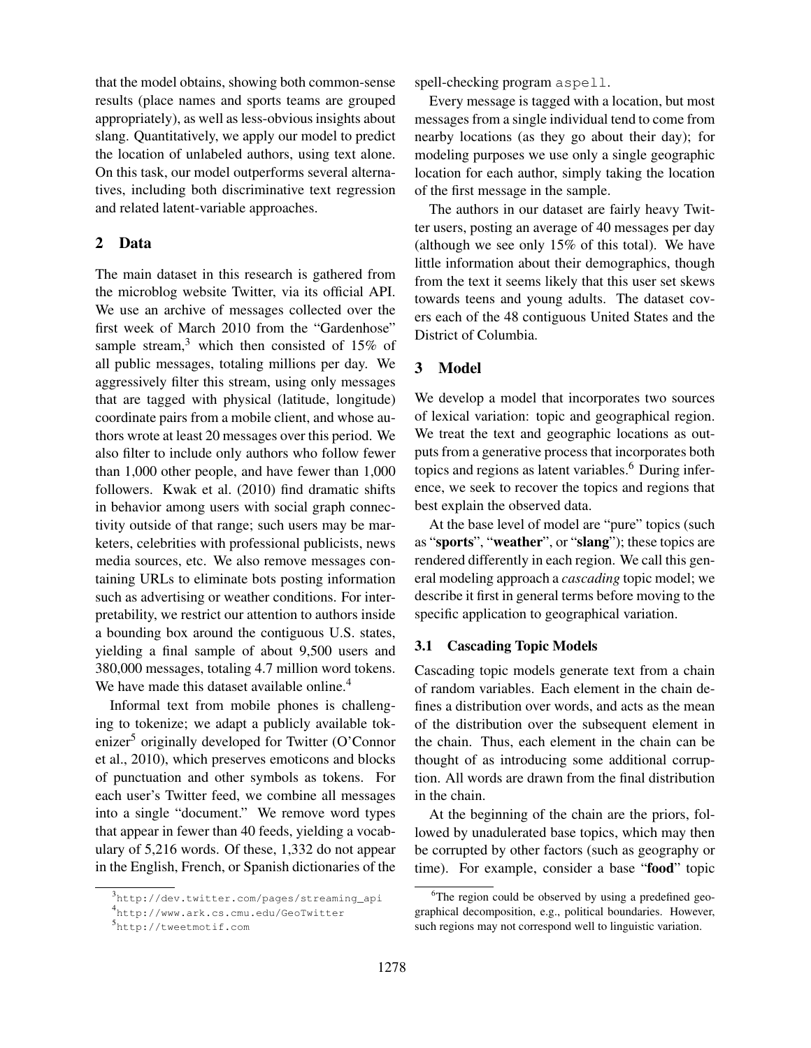that the model obtains, showing both common-sense results (place names and sports teams are grouped appropriately), as well as less-obvious insights about slang. Quantitatively, we apply our model to predict the location of unlabeled authors, using text alone. On this task, our model outperforms several alternatives, including both discriminative text regression and related latent-variable approaches.

## 2 Data

The main dataset in this research is gathered from the microblog website Twitter, via its official API. We use an archive of messages collected over the first week of March 2010 from the "Gardenhose" sample stream,[3] which then consisted of 15% of all public messages, totaling millions per day. We aggressively filter this stream, using only messages that are tagged with physical (latitude, longitude) coordinate pairs from a mobile client, and whose authors wrote at least 20 messages over this period. We also filter to include only authors who follow fewer than 1,000 other people, and have fewer than 1,000 followers. Kwak et al. (2010) find dramatic shifts in behavior among users with social graph connectivity outside of that range; such users may be marketers, celebrities with professional publicists, news media sources, etc. We also remove messages containing URLs to eliminate bots posting information such as advertising or weather conditions. For interpretability, we restrict our attention to authors inside a bounding box around the contiguous U.S. states, yielding a final sample of about 9,500 users and 380,000 messages, totaling 4.7 million word tokens. We have made this dataset available online.[4]

Informal text from mobile phones is challenging to tokenize; we adapt a publicly available tokenizer[5] originally developed for Twitter (O'Connor et al., 2010), which preserves emoticons and blocks of punctuation and other symbols as tokens. For each user's Twitter feed, we combine all messages into a single "document." We remove word types that appear in fewer than 40 feeds, yielding a vocabulary of 5,216 words. Of these, 1,332 do not appear in the English, French, or Spanish dictionaries of the spell-checking program `aspell`.

Every message is tagged with a location, but most messages from a single individual tend to come from nearby locations (as they go about their day); for modeling purposes we use only a single geographic location for each author, simply taking the location of the first message in the sample.

The authors in our dataset are fairly heavy Twitter users, posting an average of 40 messages per day (although we see only 15% of this total). We have little information about their demographics, though from the text it seems likely that this user set skews towards teens and young adults. The dataset covers each of the 48 contiguous United States and the District of Columbia.

## 3 Model

We develop a model that incorporates two sources of lexical variation: topic and geographical region. We treat the text and geographic locations as outputs from a generative process that incorporates both topics and regions as latent variables.[6] During inference, we seek to recover the topics and regions that best explain the observed data.

At the base level of model are "pure" topics (such as "**sports**", "**weather**", or "**slang**"); these topics are rendered differently in each region. We call this general modeling approach a *cascading* topic model; we describe it first in general terms before moving to the specific application to geographical variation.

### 3.1 Cascading Topic Models

Cascading topic models generate text from a chain of random variables. Each element in the chain defines a distribution over words, and acts as the mean of the distribution over the subsequent element in the chain. Thus, each element in the chain can be thought of as introducing some additional corruption. All words are drawn from the final distribution in the chain.

At the beginning of the chain are the priors, followed by unadulerated base topics, which may then be corrupted by other factors (such as geography or time). For example, consider a base "**food**" topic

[3] http://dev.twitter.com/pages/streaming_api

[4] http://www.ark.cs.cmu.edu/GeoTwitter

[5] http://tweetmotif.com

[6] The region could be observed by using a predefined geographical decomposition, e.g., political boundaries. However, such regions may not correspond well to linguistic variation.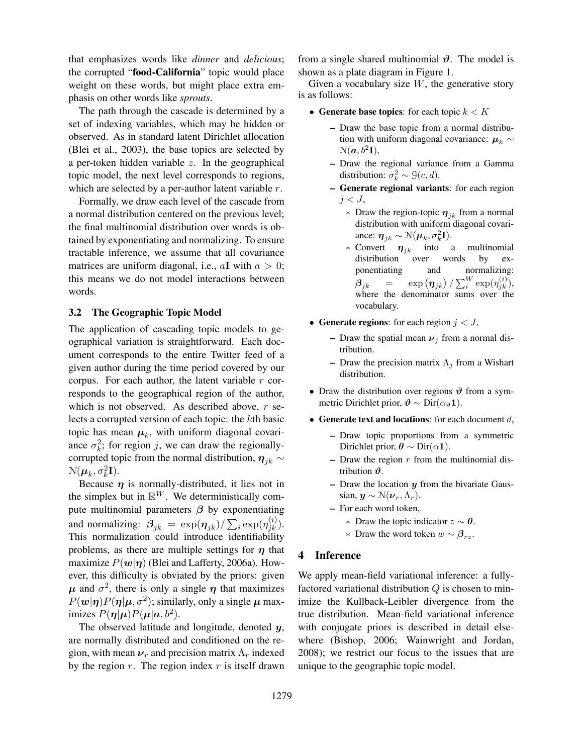that emphasizes words like *dinner* and *delicious*; the corrupted "**food-California**" topic would place weight on these words, but might place extra emphasis on other words like *sprouts*.

The path through the cascade is determined by a set of indexing variables, which may be hidden or observed. As in standard latent Dirichlet allocation (Blei et al., 2003), the base topics are selected by a per-token hidden variable $z$. In the geographical topic model, the next level corresponds to regions, which are selected by a per-author latent variable $r$.

Formally, we draw each level of the cascade from a normal distribution centered on the previous level; the final multinomial distribution over words is obtained by exponentiating and normalizing. To ensure tractable inference, we assume that all covariance matrices are uniform diagonal, i.e., $a\mathbf{I}$ with $a > 0$; this means we do not model interactions between words.

### 3.2 The Geographic Topic Model

The application of cascading topic models to geographical variation is straightforward. Each document corresponds to the entire Twitter feed of a given author during the time period covered by our corpus. For each author, the latent variable $r$ corresponds to the geographical region of the author, which is not observed. As described above, $r$ selects a corrupted version of each topic: the $k$th basic topic has mean $\boldsymbol{\mu}_k$, with uniform diagonal covariance $\sigma_k^2$; for region $j$, we can draw the regionally-corrupted topic from the normal distribution, $\boldsymbol{\eta}_{jk} \sim \mathcal{N}(\boldsymbol{\mu}_k, \sigma_k^2\mathbf{I})$.

Because $\boldsymbol{\eta}$ is normally-distributed, it lies not in the simplex but in $\mathbb{R}^W$. We deterministically compute multinomial parameters $\boldsymbol{\beta}$ by exponentiating and normalizing: $\boldsymbol{\beta}_{jk} = \exp(\boldsymbol{\eta}_{jk}) / \sum_i \exp(\eta_{jk}^{(i)})$. This normalization could introduce identifiability problems, as there are multiple settings for $\boldsymbol{\eta}$ that maximize $P(\boldsymbol{w}|\boldsymbol{\eta})$ (Blei and Lafferty, 2006a). However, this difficulty is obviated by the priors: given $\boldsymbol{\mu}$ and $\sigma^2$, there is only a single $\boldsymbol{\eta}$ that maximizes $P(\boldsymbol{w}|\boldsymbol{\eta})P(\boldsymbol{\eta}|\boldsymbol{\mu}, \sigma^2)$; similarly, only a single $\boldsymbol{\mu}$ maximizes $P(\boldsymbol{\eta}|\boldsymbol{\mu})P(\boldsymbol{\mu}|\boldsymbol{a}, b^2)$.

The observed latitude and longitude, denoted $\boldsymbol{y}$, are normally distributed and conditioned on the region, with mean $\boldsymbol{\nu}_r$ and precision matrix $\Lambda_r$ indexed by the region $r$. The region index $r$ is itself drawn from a single shared multinomial $\boldsymbol{\vartheta}$. The model is shown as a plate diagram in Figure 1.

Given a vocabulary size $W$, the generative story is as follows:

- **Generate base topics**: for each topic $k < K$
  - Draw the base topic from a normal distribution with uniform diagonal covariance: $\boldsymbol{\mu}_k \sim \mathcal{N}(\boldsymbol{a}, b^2\mathbf{I})$,
  - Draw the regional variance from a Gamma distribution: $\sigma_k^2 \sim \mathcal{G}(c, d)$.
  - **Generate regional variants**: for each region $j < J$,
    - Draw the region-topic $\boldsymbol{\eta}_{jk}$ from a normal distribution with uniform diagonal covariance: $\boldsymbol{\eta}_{jk} \sim \mathcal{N}(\boldsymbol{\mu}_k, \sigma_k^2\mathbf{I})$.
    - Convert $\boldsymbol{\eta}_{jk}$ into a multinomial distribution over words by exponentiating and normalizing: $\boldsymbol{\beta}_{jk} = \exp(\boldsymbol{\eta}_{jk}) / \sum_i^W \exp(\eta_{jk}^{(i)})$, where the denominator sums over the vocabulary.
- **Generate regions**: for each region $j < J$,
  - Draw the spatial mean $\boldsymbol{\nu}_j$ from a normal distribution.
  - Draw the precision matrix $\Lambda_j$ from a Wishart distribution.
- Draw the distribution over regions $\boldsymbol{\vartheta}$ from a symmetric Dirichlet prior, $\boldsymbol{\vartheta} \sim \text{Dir}(\alpha_\vartheta \mathbf{1})$.
- **Generate text and locations**: for each document $d$,
  - Draw topic proportions from a symmetric Dirichlet prior, $\boldsymbol{\theta} \sim \text{Dir}(\alpha\mathbf{1})$.
  - Draw the region $r$ from the multinomial distribution $\boldsymbol{\vartheta}$.
  - Draw the location $\boldsymbol{y}$ from the bivariate Gaussian, $\boldsymbol{y} \sim \mathcal{N}(\boldsymbol{\nu}_r, \Lambda_r)$.
  - For each word token,
    - Draw the topic indicator $z \sim \boldsymbol{\theta}$.
    - Draw the word token $w \sim \boldsymbol{\beta}_{rz}$.

## 4 Inference

We apply mean-field variational inference: a fully-factored variational distribution $Q$ is chosen to minimize the Kullback-Leibler divergence from the true distribution. Mean-field variational inference with conjugate priors is described in detail elsewhere (Bishop, 2006; Wainwright and Jordan, 2008); we restrict our focus to the issues that are unique to the geographic topic model.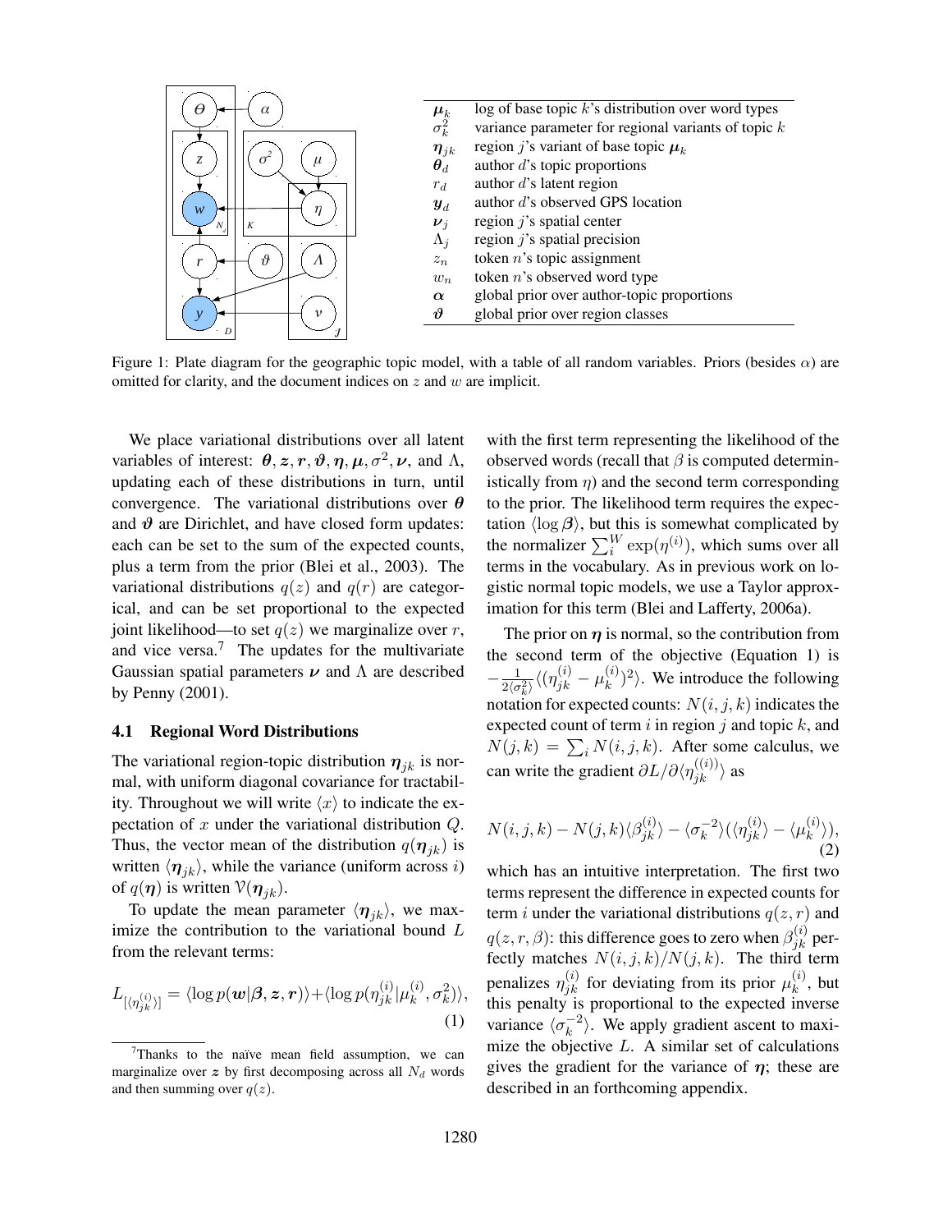| | |
|---|---|
| $\boldsymbol{\mu}_k$ | log of base topic $k$'s distribution over word types |
| $\sigma_k^2$ | variance parameter for regional variants of topic $k$ |
| $\boldsymbol{\eta}_{jk}$ | region $j$'s variant of base topic $\boldsymbol{\mu}_k$ |
| $\boldsymbol{\theta}_d$ | author $d$'s topic proportions |
| $r_d$ | author $d$'s latent region |
| $\boldsymbol{y}_d$ | author $d$'s observed GPS location |
| $\boldsymbol{\nu}_j$ | region $j$'s spatial center |
| $\Lambda_j$ | region $j$'s spatial precision |
| $z_n$ | token $n$'s topic assignment |
| $w_n$ | token $n$'s observed word type |
| $\boldsymbol{\alpha}$ | global prior over author-topic proportions |
| $\boldsymbol{\vartheta}$ | global prior over region classes |

Figure 1: Plate diagram for the geographic topic model, with a table of all random variables. Priors (besides $\alpha$) are omitted for clarity, and the document indices on $z$ and $w$ are implicit.

We place variational distributions over all latent variables of interest: $\boldsymbol{\theta}, \boldsymbol{z}, \boldsymbol{r}, \boldsymbol{\vartheta}, \boldsymbol{\eta}, \boldsymbol{\mu}, \sigma^2, \boldsymbol{\nu}$, and $\Lambda$, updating each of these distributions in turn, until convergence. The variational distributions over $\boldsymbol{\theta}$ and $\boldsymbol{\vartheta}$ are Dirichlet, and have closed form updates: each can be set to the sum of the expected counts, plus a term from the prior (Blei et al., 2003). The variational distributions $q(z)$ and $q(r)$ are categorical, and can be set proportional to the expected joint likelihood—to set $q(z)$ we marginalize over $r$, and vice versa.[7] The updates for the multivariate Gaussian spatial parameters $\boldsymbol{\nu}$ and $\Lambda$ are described by Penny (2001).

### 4.1 Regional Word Distributions

The variational region-topic distribution $\boldsymbol{\eta}_{jk}$ is normal, with uniform diagonal covariance for tractability. Throughout we will write $\langle x \rangle$ to indicate the expectation of $x$ under the variational distribution $Q$. Thus, the vector mean of the distribution $q(\boldsymbol{\eta}_{jk})$ is written $\langle \boldsymbol{\eta}_{jk} \rangle$, while the variance (uniform across $i$) of $q(\boldsymbol{\eta})$ is written $\mathcal{V}(\boldsymbol{\eta}_{jk})$.

To update the mean parameter $\langle \boldsymbol{\eta}_{jk} \rangle$, we maximize the contribution to the variational bound $L$ from the relevant terms:

$$L_{[\langle \eta_{jk}^{(i)} \rangle]} = \langle \log p(\boldsymbol{w}|\boldsymbol{\beta}, \boldsymbol{z}, \boldsymbol{r}) \rangle + \langle \log p(\eta_{jk}^{(i)}|\mu_k^{(i)}, \sigma_k^2) \rangle, \tag{1}$$

with the first term representing the likelihood of the observed words (recall that $\beta$ is computed deterministically from $\eta$) and the second term corresponding to the prior. The likelihood term requires the expectation $\langle \log \boldsymbol{\beta} \rangle$, but this is somewhat complicated by the normalizer $\sum_i^W \exp(\eta^{(i)})$, which sums over all terms in the vocabulary. As in previous work on logistic normal topic models, we use a Taylor approximation for this term (Blei and Lafferty, 2006a).

The prior on $\boldsymbol{\eta}$ is normal, so the contribution from the second term of the objective (Equation 1) is $-\frac{1}{2\langle \sigma_k^2 \rangle} \langle (\eta_{jk}^{(i)} - \mu_k^{(i)})^2 \rangle$. We introduce the following notation for expected counts: $N(i, j, k)$ indicates the expected count of term $i$ in region $j$ and topic $k$, and $N(j, k) = \sum_i N(i, j, k)$. After some calculus, we can write the gradient $\partial L / \partial \langle \eta_{jk}^{((i))} \rangle$ as

$$N(i, j, k) - N(j, k)\langle \beta_{jk}^{(i)} \rangle - \langle \sigma_k^{-2} \rangle (\langle \eta_{jk}^{(i)} \rangle - \langle \mu_k^{(i)} \rangle), \tag{2}$$

which has an intuitive interpretation. The first two terms represent the difference in expected counts for term $i$ under the variational distributions $q(z, r)$ and $q(z, r, \beta)$: this difference goes to zero when $\beta_{jk}^{(i)}$ perfectly matches $N(i, j, k)/N(j, k)$. The third term penalizes $\eta_{jk}^{(i)}$ for deviating from its prior $\mu_k^{(i)}$, but this penalty is proportional to the expected inverse variance $\langle \sigma_k^{-2} \rangle$. We apply gradient ascent to maximize the objective $L$. A similar set of calculations gives the gradient for the variance of $\boldsymbol{\eta}$; these are described in an forthcoming appendix.

[7] Thanks to the naïve mean field assumption, we can marginalize over $\boldsymbol{z}$ by first decomposing across all $N_d$ words and then summing over $q(z)$.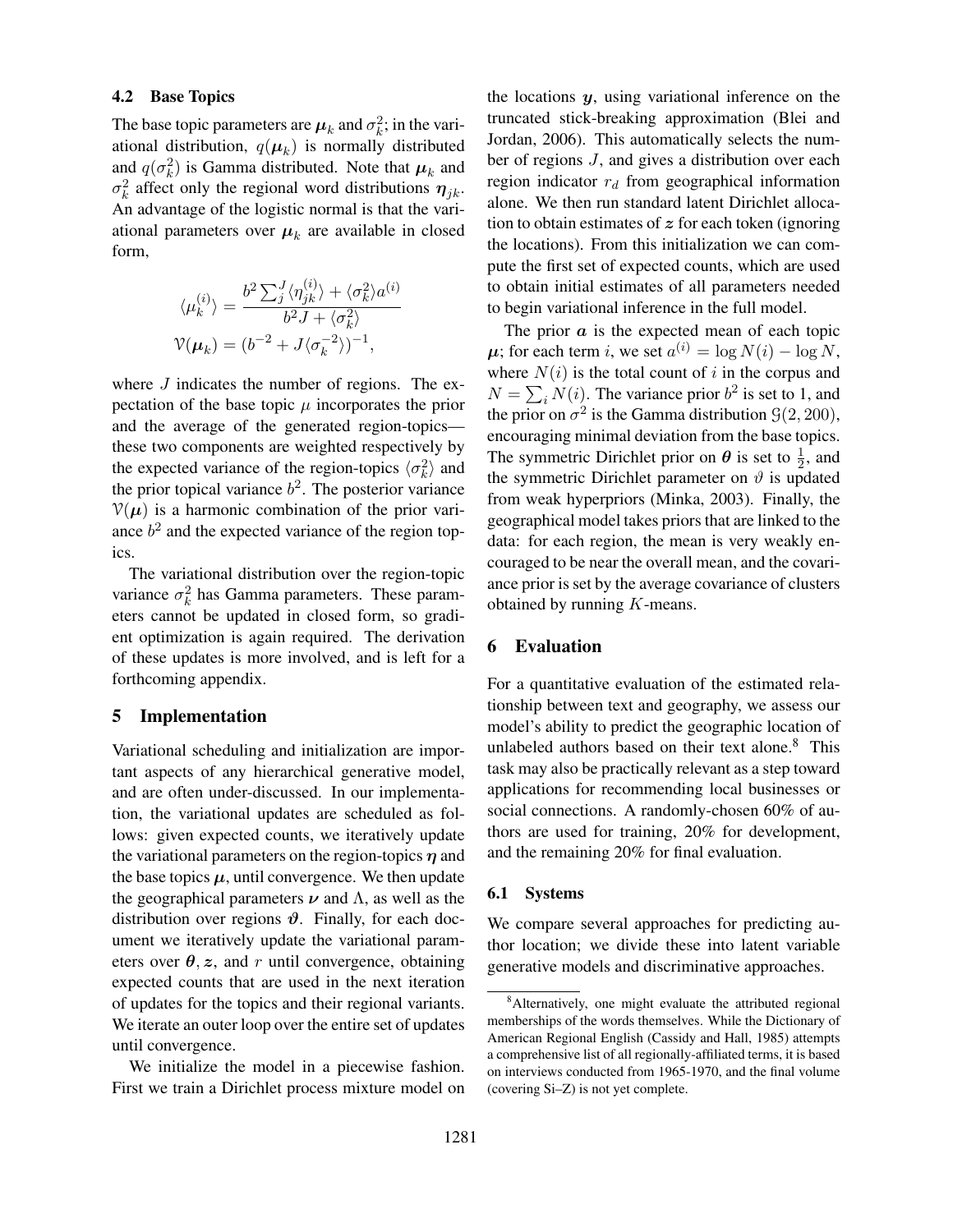### 4.2 Base Topics

The base topic parameters are $\boldsymbol{\mu}_k$ and $\sigma_k^2$; in the variational distribution, $q(\boldsymbol{\mu}_k)$ is normally distributed and $q(\sigma_k^2)$ is Gamma distributed. Note that $\boldsymbol{\mu}_k$ and $\sigma_k^2$ affect only the regional word distributions $\boldsymbol{\eta}_{jk}$. An advantage of the logistic normal is that the variational parameters over $\boldsymbol{\mu}_k$ are available in closed form,

$$\langle \mu_k^{(i)} \rangle = \frac{b^2 \sum_j^J \langle \eta_{jk}^{(i)} \rangle + \langle \sigma_k^2 \rangle a^{(i)}}{b^2 J + \langle \sigma_k^2 \rangle}$$

$$\mathcal{V}(\boldsymbol{\mu}_k) = (b^{-2} + J \langle \sigma_k^{-2} \rangle)^{-1},$$

where $J$ indicates the number of regions. The expectation of the base topic $\mu$ incorporates the prior and the average of the generated region-topics—these two components are weighted respectively by the expected variance of the region-topics $\langle \sigma_k^2 \rangle$ and the prior topical variance $b^2$. The posterior variance $\mathcal{V}(\mu)$ is a harmonic combination of the prior variance $b^2$ and the expected variance of the region topics.

The variational distribution over the region-topic variance $\sigma_k^2$ has Gamma parameters. These parameters cannot be updated in closed form, so gradient optimization is again required. The derivation of these updates is more involved, and is left for a forthcoming appendix.

## 5 Implementation

Variational scheduling and initialization are important aspects of any hierarchical generative model, and are often under-discussed. In our implementation, the variational updates are scheduled as follows: given expected counts, we iteratively update the variational parameters on the region-topics $\boldsymbol{\eta}$ and the base topics $\boldsymbol{\mu}$, until convergence. We then update the geographical parameters $\boldsymbol{\nu}$ and $\Lambda$, as well as the distribution over regions $\boldsymbol{\vartheta}$. Finally, for each document we iteratively update the variational parameters over $\boldsymbol{\theta}, \boldsymbol{z}$, and $r$ until convergence, obtaining expected counts that are used in the next iteration of updates for the topics and their regional variants. We iterate an outer loop over the entire set of updates until convergence.

We initialize the model in a piecewise fashion. First we train a Dirichlet process mixture model on the locations $\boldsymbol{y}$, using variational inference on the truncated stick-breaking approximation (Blei and Jordan, 2006). This automatically selects the number of regions $J$, and gives a distribution over each region indicator $r_d$ from geographical information alone. We then run standard latent Dirichlet allocation to obtain estimates of $\boldsymbol{z}$ for each token (ignoring the locations). From this initialization we can compute the first set of expected counts, which are used to obtain initial estimates of all parameters needed to begin variational inference in the full model.

The prior $\boldsymbol{a}$ is the expected mean of each topic $\boldsymbol{\mu}$; for each term $i$, we set $a^{(i)} = \log N(i) - \log N$, where $N(i)$ is the total count of $i$ in the corpus and $N = \sum_i N(i)$. The variance prior $b^2$ is set to 1, and the prior on $\sigma^2$ is the Gamma distribution $\mathcal{G}(2, 200)$, encouraging minimal deviation from the base topics. The symmetric Dirichlet prior on $\boldsymbol{\theta}$ is set to $\frac{1}{2}$, and the symmetric Dirichlet parameter on $\vartheta$ is updated from weak hyperpriors (Minka, 2003). Finally, the geographical model takes priors that are linked to the data: for each region, the mean is very weakly encouraged to be near the overall mean, and the covariance prior is set by the average covariance of clusters obtained by running $K$-means.

## 6 Evaluation

For a quantitative evaluation of the estimated relationship between text and geography, we assess our model's ability to predict the geographic location of unlabeled authors based on their text alone.[8] This task may also be practically relevant as a step toward applications for recommending local businesses or social connections. A randomly-chosen 60% of authors are used for training, 20% for development, and the remaining 20% for final evaluation.

### 6.1 Systems

We compare several approaches for predicting author location; we divide these into latent variable generative models and discriminative approaches.

[8] Alternatively, one might evaluate the attributed regional memberships of the words themselves. While the Dictionary of American Regional English (Cassidy and Hall, 1985) attempts a comprehensive list of all regionally-affiliated terms, it is based on interviews conducted from 1965-1970, and the final volume (covering Si–Z) is not yet complete.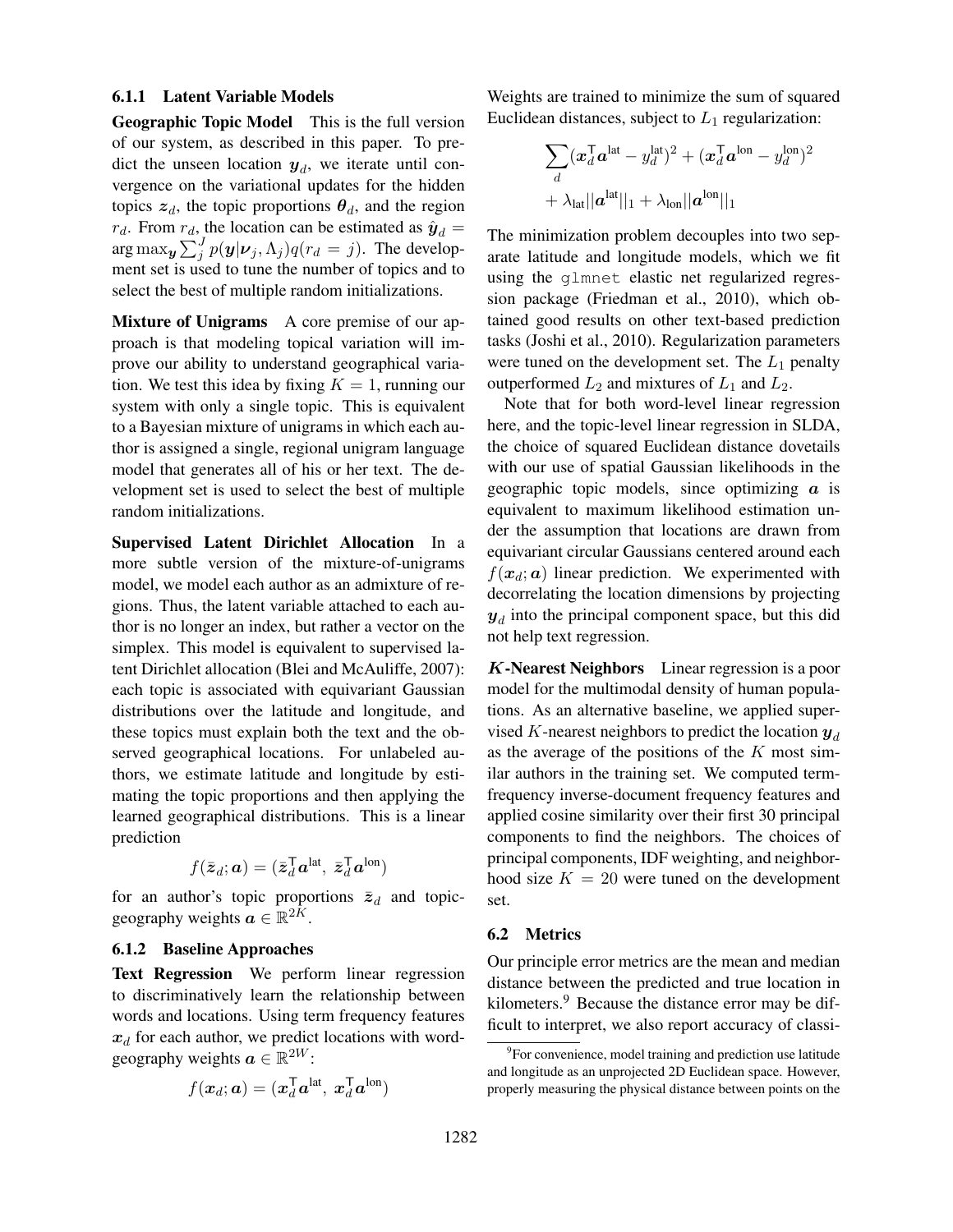#### 6.1.1 Latent Variable Models

**Geographic Topic Model** This is the full version of our system, as described in this paper. To predict the unseen location $\boldsymbol{y}_d$, we iterate until convergence on the variational updates for the hidden topics $\boldsymbol{z}_d$, the topic proportions $\boldsymbol{\theta}_d$, and the region $r_d$. From $r_d$, the location can be estimated as $\hat{\boldsymbol{y}}_d = \arg\max_{\boldsymbol{y}} \sum_j^J p(\boldsymbol{y}|\boldsymbol{\nu}_j, \Lambda_j) q(r_d = j)$. The development set is used to tune the number of topics and to select the best of multiple random initializations.

**Mixture of Unigrams** A core premise of our approach is that modeling topical variation will improve our ability to understand geographical variation. We test this idea by fixing $K = 1$, running our system with only a single topic. This is equivalent to a Bayesian mixture of unigrams in which each author is assigned a single, regional unigram language model that generates all of his or her text. The development set is used to select the best of multiple random initializations.

**Supervised Latent Dirichlet Allocation** In a more subtle version of the mixture-of-unigrams model, we model each author as an admixture of regions. Thus, the latent variable attached to each author is no longer an index, but rather a vector on the simplex. This model is equivalent to supervised latent Dirichlet allocation (Blei and McAuliffe, 2007): each topic is associated with equivariant Gaussian distributions over the latitude and longitude, and these topics must explain both the text and the observed geographical locations. For unlabeled authors, we estimate latitude and longitude by estimating the topic proportions and then applying the learned geographical distributions. This is a linear prediction

$$f(\bar{\boldsymbol{z}}_d; \boldsymbol{a}) = (\bar{\boldsymbol{z}}_d^\mathsf{T} \boldsymbol{a}^{\text{lat}},\ \bar{\boldsymbol{z}}_d^\mathsf{T} \boldsymbol{a}^{\text{lon}})$$

for an author's topic proportions $\bar{\boldsymbol{z}}_d$ and topic-geography weights $\boldsymbol{a} \in \mathbb{R}^{2K}$.

#### 6.1.2 Baseline Approaches

**Text Regression** We perform linear regression to discriminatively learn the relationship between words and locations. Using term frequency features $\boldsymbol{x}_d$ for each author, we predict locations with word-geography weights $\boldsymbol{a} \in \mathbb{R}^{2W}$:

$$f(\boldsymbol{x}_d; \boldsymbol{a}) = (\boldsymbol{x}_d^\mathsf{T} \boldsymbol{a}^{\text{lat}},\ \boldsymbol{x}_d^\mathsf{T} \boldsymbol{a}^{\text{lon}})$$

Weights are trained to minimize the sum of squared Euclidean distances, subject to $L_1$ regularization:

$$\sum_d (\boldsymbol{x}_d^\mathsf{T} \boldsymbol{a}^{\text{lat}} - y_d^{\text{lat}})^2 + (\boldsymbol{x}_d^\mathsf{T} \boldsymbol{a}^{\text{lon}} - y_d^{\text{lon}})^2 + \lambda_{\text{lat}} ||\boldsymbol{a}^{\text{lat}}||_1 + \lambda_{\text{lon}} ||\boldsymbol{a}^{\text{lon}}||_1$$

The minimization problem decouples into two separate latitude and longitude models, which we fit using the `glmnet` elastic net regularized regression package (Friedman et al., 2010), which obtained good results on other text-based prediction tasks (Joshi et al., 2010). Regularization parameters were tuned on the development set. The $L_1$ penalty outperformed $L_2$ and mixtures of $L_1$ and $L_2$.

Note that for both word-level linear regression here, and the topic-level linear regression in SLDA, the choice of squared Euclidean distance dovetails with our use of spatial Gaussian likelihoods in the geographic topic models, since optimizing $\boldsymbol{a}$ is equivalent to maximum likelihood estimation under the assumption that locations are drawn from equivariant circular Gaussians centered around each $f(\boldsymbol{x}_d; \boldsymbol{a})$ linear prediction. We experimented with decorrelating the location dimensions by projecting $\boldsymbol{y}_d$ into the principal component space, but this did not help text regression.

***K*-Nearest Neighbors** Linear regression is a poor model for the multimodal density of human populations. As an alternative baseline, we applied supervised $K$-nearest neighbors to predict the location $\boldsymbol{y}_d$ as the average of the positions of the $K$ most similar authors in the training set. We computed term-frequency inverse-document frequency features and applied cosine similarity over their first 30 principal components to find the neighbors. The choices of principal components, IDF weighting, and neighborhood size $K = 20$ were tuned on the development set.

### 6.2 Metrics

Our principle error metrics are the mean and median distance between the predicted and true location in kilometers.[9] Because the distance error may be difficult to interpret, we also report accuracy of classi-

[9] For convenience, model training and prediction use latitude and longitude as an unprojected 2D Euclidean space. However, properly measuring the physical distance between points on the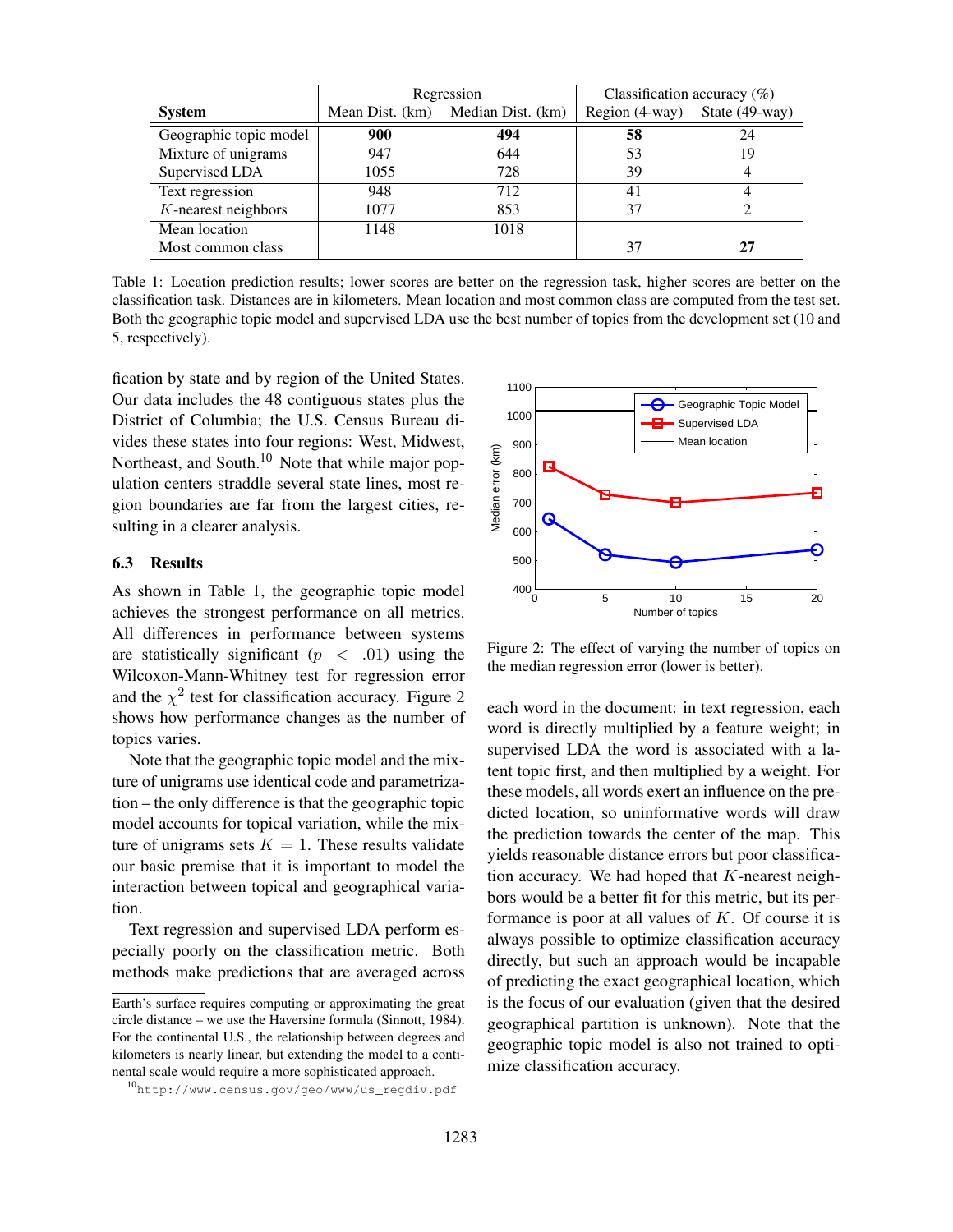| System | Regression | | Classification accuracy (%) | |
|---|---|---|---|---|
| | Mean Dist. (km) | Median Dist. (km) | Region (4-way) | State (49-way) |
| Geographic topic model | **900** | **494** | **58** | 24 |
| Mixture of unigrams | 947 | 644 | 53 | 19 |
| Supervised LDA | 1055 | 728 | 39 | 4 |
| Text regression | 948 | 712 | 41 | 4 |
| $K$-nearest neighbors | 1077 | 853 | 37 | 2 |
| Mean location | 1148 | 1018 | | |
| Most common class | | | 37 | **27** |

Table 1: Location prediction results; lower scores are better on the regression task, higher scores are better on the classification task. Distances are in kilometers. Mean location and most common class are computed from the test set. Both the geographic topic model and supervised LDA use the best number of topics from the development set (10 and 5, respectively).

fication by state and by region of the United States. Our data includes the 48 contiguous states plus the District of Columbia; the U.S. Census Bureau divides these states into four regions: West, Midwest, Northeast, and South.[10] Note that while major population centers straddle several state lines, most region boundaries are far from the largest cities, resulting in a clearer analysis.

### 6.3 Results

As shown in Table 1, the geographic topic model achieves the strongest performance on all metrics. All differences in performance between systems are statistically significant ($p < .01$) using the Wilcoxon-Mann-Whitney test for regression error and the $\chi^2$ test for classification accuracy. Figure 2 shows how performance changes as the number of topics varies.

Note that the geographic topic model and the mixture of unigrams use identical code and parametrization – the only difference is that the geographic topic model accounts for topical variation, while the mixture of unigrams sets $K = 1$. These results validate our basic premise that it is important to model the interaction between topical and geographical variation.

Text regression and supervised LDA perform especially poorly on the classification metric. Both methods make predictions that are averaged across each word in the document: in text regression, each word is directly multiplied by a feature weight; in supervised LDA the word is associated with a latent topic first, and then multiplied by a weight. For these models, all words exert an influence on the predicted location, so uninformative words will draw the prediction towards the center of the map. This yields reasonable distance errors but poor classification accuracy. We had hoped that $K$-nearest neighbors would be a better fit for this metric, but its performance is poor at all values of $K$. Of course it is always possible to optimize classification accuracy directly, but such an approach would be incapable of predicting the exact geographical location, which is the focus of our evaluation (given that the desired geographical partition is unknown). Note that the geographic topic model is also not trained to optimize classification accuracy.

Figure 2: The effect of varying the number of topics on the median regression error (lower is better).

Earth's surface requires computing or approximating the great circle distance – we use the Haversine formula (Sinnott, 1984). For the continental U.S., the relationship between degrees and kilometers is nearly linear, but extending the model to a continental scale would require a more sophisticated approach.

[10] http://www.census.gov/geo/www/us_regdiv.pdf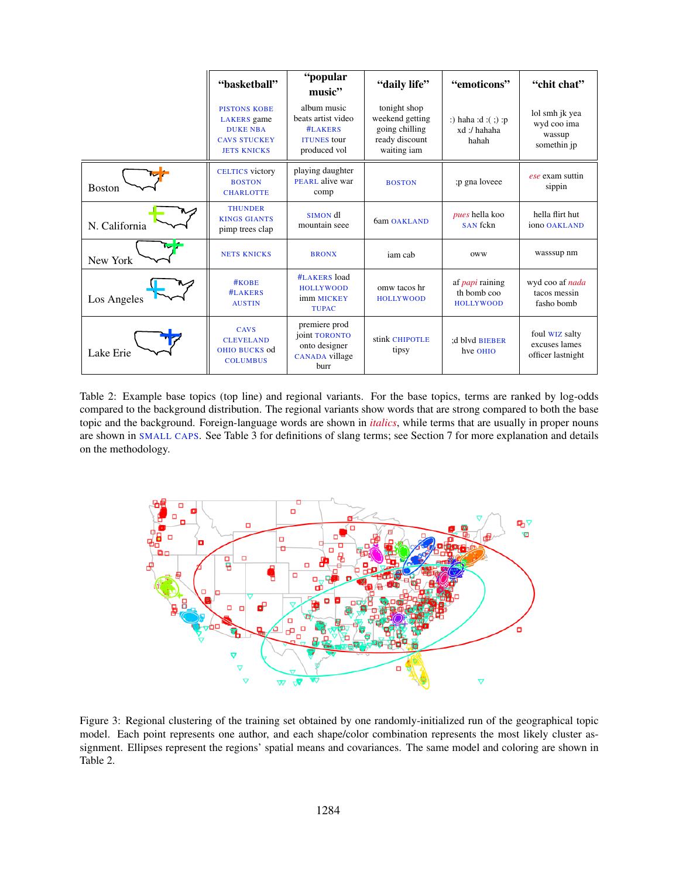| | "basketball" | "popular music" | "daily life" | "emoticons" | "chit chat" |
|---|---|---|---|---|---|
| | PISTONS KOBE LAKERS game DUKE NBA CAVS STUCKEY JETS KNICKS | album music beats artist video #LAKERS ITUNES tour produced vol | tonight shop weekend getting going chilling ready discount waiting iam | :) haha :d :( ;) :p xd :/ hahaha hahah | lol smh jk yea wyd coo ima wassup somethin jp |
| Boston | CELTICS victory BOSTON CHARLOTTE | playing daughter PEARL alive war comp | BOSTON | ;p gna loveee | *ese* exam suttin sippin |
| N. California | THUNDER KINGS GIANTS pimp trees clap | SIMON dl mountain seee | 6am OAKLAND | *pues* hella koo SAN fckn | hella flirt hut iono OAKLAND |
| New York | NETS KNICKS | BRONX | iam cab | oww | wasssup nm |
| Los Angeles | #KOBE #LAKERS AUSTIN | #LAKERS load HOLLYWOOD imm MICKEY TUPAC | omw tacos hr HOLLYWOOD | af *papi* raining th bomb coo HOLLYWOOD | wyd coo af *nada* tacos messin fasho bomb |
| Lake Erie | CAVS CLEVELAND OHIO BUCKS od COLUMBUS | premiere prod joint TORONTO onto designer CANADA village burr | stink CHIPOTLE tipsy | ;d blvd BIEBER hve OHIO | foul WIZ salty excuses lames officer lastnight |

Table 2: Example base topics (top line) and regional variants. For the base topics, terms are ranked by log-odds compared to the background distribution. The regional variants show words that are strong compared to both the base topic and the background. Foreign-language words are shown in *italics*, while terms that are usually in proper nouns are shown in SMALL CAPS. See Table 3 for definitions of slang terms; see Section 7 for more explanation and details on the methodology.

Figure 3: Regional clustering of the training set obtained by one randomly-initialized run of the geographical topic model. Each point represents one author, and each shape/color combination represents the most likely cluster assignment. Ellipses represent the regions' spatial means and covariances. The same model and coloring are shown in Table 2.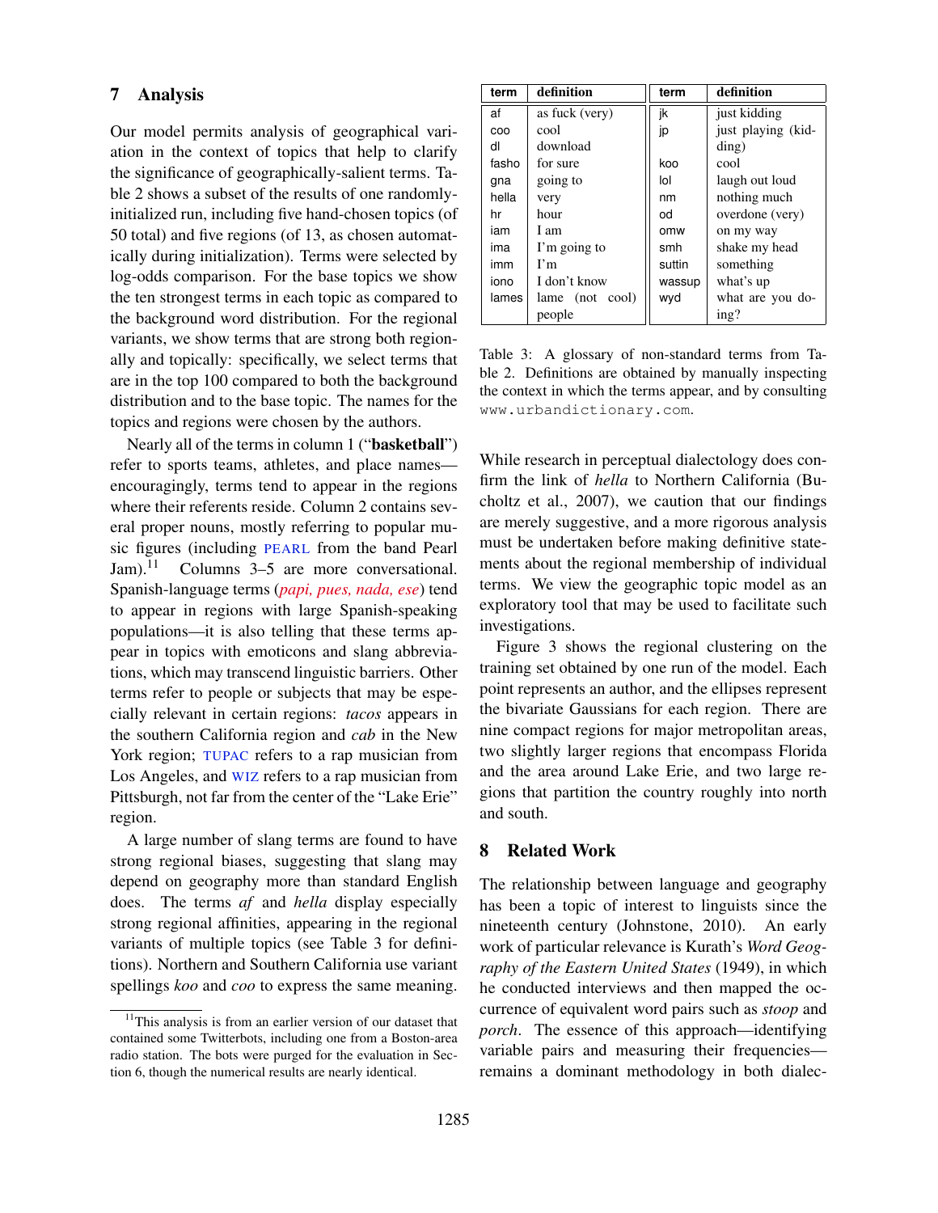## 7 Analysis

Our model permits analysis of geographical variation in the context of topics that help to clarify the significance of geographically-salient terms. Table 2 shows a subset of the results of one randomly-initialized run, including five hand-chosen topics (of 50 total) and five regions (of 13, as chosen automatically during initialization). Terms were selected by log-odds comparison. For the base topics we show the ten strongest terms in each topic as compared to the background word distribution. For the regional variants, we show terms that are strong both regionally and topically: specifically, we select terms that are in the top 100 compared to both the background distribution and to the base topic. The names for the topics and regions were chosen by the authors.

Nearly all of the terms in column 1 ("**basketball**") refer to sports teams, athletes, and place names—encouragingly, terms tend to appear in the regions where their referents reside. Column 2 contains several proper nouns, mostly referring to popular music figures (including PEARL from the band Pearl Jam).[11] Columns 3–5 are more conversational. Spanish-language terms (*papi, pues, nada, ese*) tend to appear in regions with large Spanish-speaking populations—it is also telling that these terms appear in topics with emoticons and slang abbreviations, which may transcend linguistic barriers. Other terms refer to people or subjects that may be especially relevant in certain regions: *tacos* appears in the southern California region and *cab* in the New York region; TUPAC refers to a rap musician from Los Angeles, and WIZ refers to a rap musician from Pittsburgh, not far from the center of the "Lake Erie" region.

A large number of slang terms are found to have strong regional biases, suggesting that slang may depend on geography more than standard English does. The terms *af* and *hella* display especially strong regional affinities, appearing in the regional variants of multiple topics (see Table 3 for definitions). Northern and Southern California use variant spellings *koo* and *coo* to express the same meaning.

[11] This analysis is from an earlier version of our dataset that contained some Twitterbots, including one from a Boston-area radio station. The bots were purged for the evaluation in Section 6, though the numerical results are nearly identical.

| term | definition | term | definition |
|---|---|---|---|
| af | as fuck (very) | jk | just kidding |
| coo | cool | jp | just playing (kidding) |
| dl | download | koo | cool |
| fasho | for sure | lol | laugh out loud |
| gna | going to | nm | nothing much |
| hella | very | od | overdone (very) |
| hr | hour | omw | on my way |
| iam | I am | smh | shake my head |
| ima | I'm going to | suttin | something |
| imm | I'm | wassup | what's up |
| iono | I don't know | wyd | what are you doing? |
| lames | lame (not cool) people | | |

Table 3: A glossary of non-standard terms from Table 2. Definitions are obtained by manually inspecting the context in which the terms appear, and by consulting www.urbandictionary.com.

While research in perceptual dialectology does confirm the link of *hella* to Northern California (Bucholtz et al., 2007), we caution that our findings are merely suggestive, and a more rigorous analysis must be undertaken before making definitive statements about the regional membership of individual terms. We view the geographic topic model as an exploratory tool that may be used to facilitate such investigations.

Figure 3 shows the regional clustering on the training set obtained by one run of the model. Each point represents an author, and the ellipses represent the bivariate Gaussians for each region. There are nine compact regions for major metropolitan areas, two slightly larger regions that encompass Florida and the area around Lake Erie, and two large regions that partition the country roughly into north and south.

## 8 Related Work

The relationship between language and geography has been a topic of interest to linguists since the nineteenth century (Johnstone, 2010). An early work of particular relevance is Kurath's *Word Geography of the Eastern United States* (1949), in which he conducted interviews and then mapped the occurrence of equivalent word pairs such as *stoop* and *porch*. The essence of this approach—identifying variable pairs and measuring their frequencies—remains a dominant methodology in both dialec-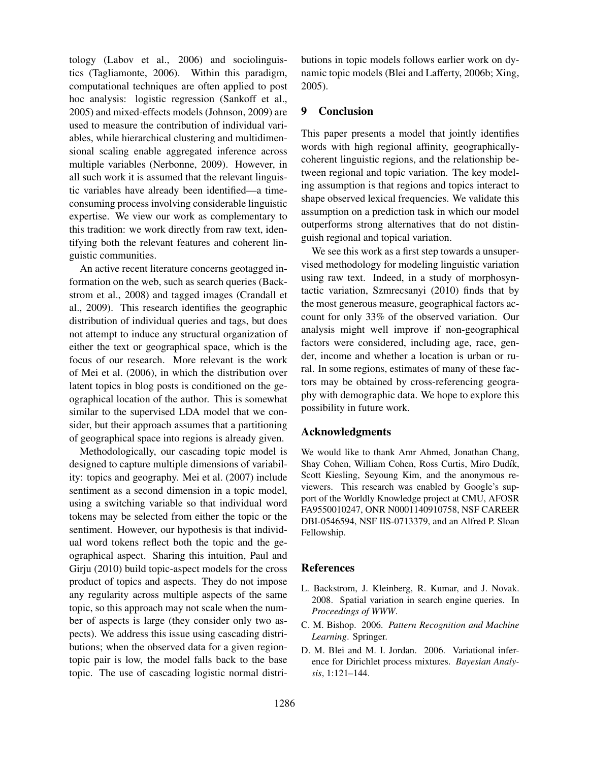tology (Labov et al., 2006) and sociolinguistics (Tagliamonte, 2006). Within this paradigm, computational techniques are often applied to post hoc analysis: logistic regression (Sankoff et al., 2005) and mixed-effects models (Johnson, 2009) are used to measure the contribution of individual variables, while hierarchical clustering and multidimensional scaling enable aggregated inference across multiple variables (Nerbonne, 2009). However, in all such work it is assumed that the relevant linguistic variables have already been identified—a time-consuming process involving considerable linguistic expertise. We view our work as complementary to this tradition: we work directly from raw text, identifying both the relevant features and coherent linguistic communities.

An active recent literature concerns geotagged information on the web, such as search queries (Backstrom et al., 2008) and tagged images (Crandall et al., 2009). This research identifies the geographic distribution of individual queries and tags, but does not attempt to induce any structural organization of either the text or geographical space, which is the focus of our research. More relevant is the work of Mei et al. (2006), in which the distribution over latent topics in blog posts is conditioned on the geographical location of the author. This is somewhat similar to the supervised LDA model that we consider, but their approach assumes that a partitioning of geographical space into regions is already given.

Methodologically, our cascading topic model is designed to capture multiple dimensions of variability: topics and geography. Mei et al. (2007) include sentiment as a second dimension in a topic model, using a switching variable so that individual word tokens may be selected from either the topic or the sentiment. However, our hypothesis is that individual word tokens reflect both the topic and the geographical aspect. Sharing this intuition, Paul and Girju (2010) build topic-aspect models for the cross product of topics and aspects. They do not impose any regularity across multiple aspects of the same topic, so this approach may not scale when the number of aspects is large (they consider only two aspects). We address this issue using cascading distributions; when the observed data for a given region-topic pair is low, the model falls back to the base topic. The use of cascading logistic normal distributions in topic models follows earlier work on dynamic topic models (Blei and Lafferty, 2006b; Xing, 2005).

## 9 Conclusion

This paper presents a model that jointly identifies words with high regional affinity, geographically-coherent linguistic regions, and the relationship between regional and topic variation. The key modeling assumption is that regions and topics interact to shape observed lexical frequencies. We validate this assumption on a prediction task in which our model outperforms strong alternatives that do not distinguish regional and topical variation.

We see this work as a first step towards a unsupervised methodology for modeling linguistic variation using raw text. Indeed, in a study of morphosyntactic variation, Szmrecsanyi (2010) finds that by the most generous measure, geographical factors account for only 33% of the observed variation. Our analysis might well improve if non-geographical factors were considered, including age, race, gender, income and whether a location is urban or rural. In some regions, estimates of many of these factors may be obtained by cross-referencing geography with demographic data. We hope to explore this possibility in future work.

## Acknowledgments

We would like to thank Amr Ahmed, Jonathan Chang, Shay Cohen, William Cohen, Ross Curtis, Miro Dudík, Scott Kiesling, Seyoung Kim, and the anonymous reviewers. This research was enabled by Google's support of the Worldly Knowledge project at CMU, AFOSR FA9550010247, ONR N0001140910758, NSF CAREER DBI-0546594, NSF IIS-0713379, and an Alfred P. Sloan Fellowship.

## References

L. Backstrom, J. Kleinberg, R. Kumar, and J. Novak. 2008. Spatial variation in search engine queries. In *Proceedings of WWW*.

C. M. Bishop. 2006. *Pattern Recognition and Machine Learning*. Springer.

D. M. Blei and M. I. Jordan. 2006. Variational inference for Dirichlet process mixtures. *Bayesian Analysis*, 1:121–144.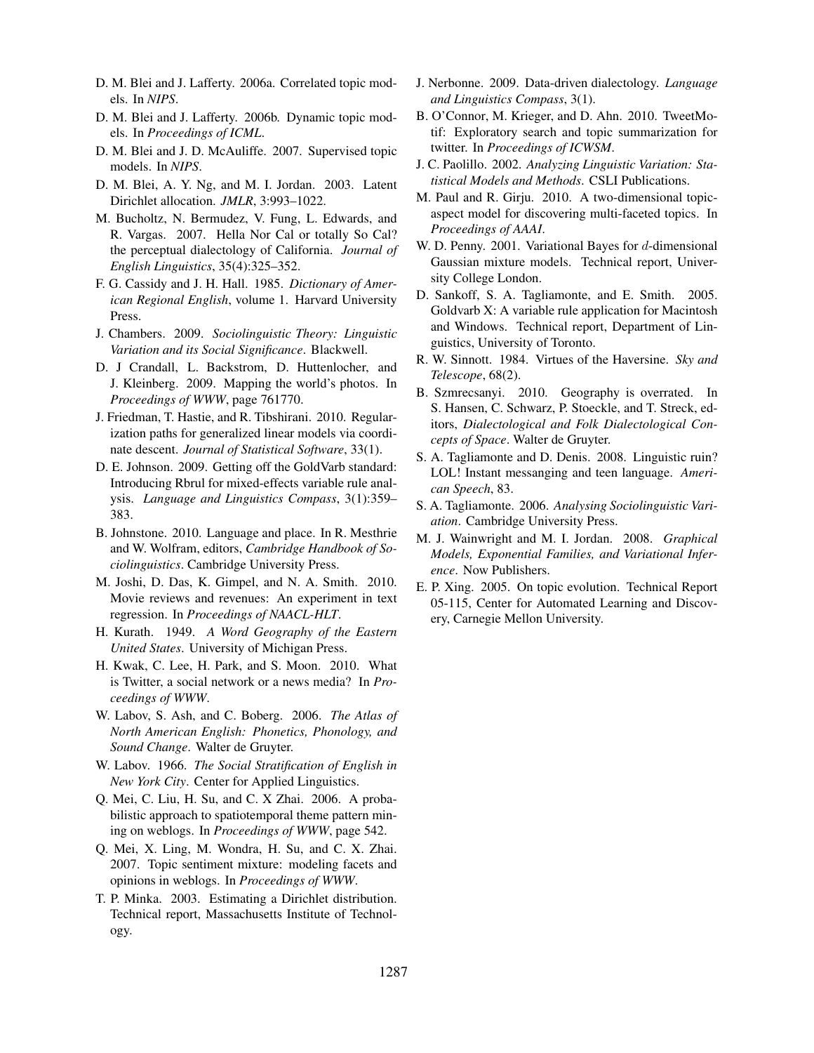D. M. Blei and J. Lafferty. 2006a. Correlated topic models. In *NIPS*.

D. M. Blei and J. Lafferty. 2006b. Dynamic topic models. In *Proceedings of ICML*.

D. M. Blei and J. D. McAuliffe. 2007. Supervised topic models. In *NIPS*.

D. M. Blei, A. Y. Ng, and M. I. Jordan. 2003. Latent Dirichlet allocation. *JMLR*, 3:993–1022.

M. Bucholtz, N. Bermudez, V. Fung, L. Edwards, and R. Vargas. 2007. Hella Nor Cal or totally So Cal? the perceptual dialectology of California. *Journal of English Linguistics*, 35(4):325–352.

F. G. Cassidy and J. H. Hall. 1985. *Dictionary of American Regional English*, volume 1. Harvard University Press.

J. Chambers. 2009. *Sociolinguistic Theory: Linguistic Variation and its Social Significance*. Blackwell.

D. J Crandall, L. Backstrom, D. Huttenlocher, and J. Kleinberg. 2009. Mapping the world's photos. In *Proceedings of WWW*, page 761770.

J. Friedman, T. Hastie, and R. Tibshirani. 2010. Regularization paths for generalized linear models via coordinate descent. *Journal of Statistical Software*, 33(1).

D. E. Johnson. 2009. Getting off the GoldVarb standard: Introducing Rbrul for mixed-effects variable rule analysis. *Language and Linguistics Compass*, 3(1):359–383.

B. Johnstone. 2010. Language and place. In R. Mesthrie and W. Wolfram, editors, *Cambridge Handbook of Sociolinguistics*. Cambridge University Press.

M. Joshi, D. Das, K. Gimpel, and N. A. Smith. 2010. Movie reviews and revenues: An experiment in text regression. In *Proceedings of NAACL-HLT*.

H. Kurath. 1949. *A Word Geography of the Eastern United States*. University of Michigan Press.

H. Kwak, C. Lee, H. Park, and S. Moon. 2010. What is Twitter, a social network or a news media? In *Proceedings of WWW*.

W. Labov, S. Ash, and C. Boberg. 2006. *The Atlas of North American English: Phonetics, Phonology, and Sound Change*. Walter de Gruyter.

W. Labov. 1966. *The Social Stratification of English in New York City*. Center for Applied Linguistics.

Q. Mei, C. Liu, H. Su, and C. X Zhai. 2006. A probabilistic approach to spatiotemporal theme pattern mining on weblogs. In *Proceedings of WWW*, page 542.

Q. Mei, X. Ling, M. Wondra, H. Su, and C. X. Zhai. 2007. Topic sentiment mixture: modeling facets and opinions in weblogs. In *Proceedings of WWW*.

T. P. Minka. 2003. Estimating a Dirichlet distribution. Technical report, Massachusetts Institute of Technology.

J. Nerbonne. 2009. Data-driven dialectology. *Language and Linguistics Compass*, 3(1).

B. O'Connor, M. Krieger, and D. Ahn. 2010. TweetMotif: Exploratory search and topic summarization for twitter. In *Proceedings of ICWSM*.

J. C. Paolillo. 2002. *Analyzing Linguistic Variation: Statistical Models and Methods*. CSLI Publications.

M. Paul and R. Girju. 2010. A two-dimensional topic-aspect model for discovering multi-faceted topics. In *Proceedings of AAAI*.

W. D. Penny. 2001. Variational Bayes for $d$-dimensional Gaussian mixture models. Technical report, University College London.

D. Sankoff, S. A. Tagliamonte, and E. Smith. 2005. Goldvarb X: A variable rule application for Macintosh and Windows. Technical report, Department of Linguistics, University of Toronto.

R. W. Sinnott. 1984. Virtues of the Haversine. *Sky and Telescope*, 68(2).

B. Szmrecsanyi. 2010. Geography is overrated. In S. Hansen, C. Schwarz, P. Stoeckle, and T. Streck, editors, *Dialectological and Folk Dialectological Concepts of Space*. Walter de Gruyter.

S. A. Tagliamonte and D. Denis. 2008. Linguistic ruin? LOL! Instant messanging and teen language. *American Speech*, 83.

S. A. Tagliamonte. 2006. *Analysing Sociolinguistic Variation*. Cambridge University Press.

M. J. Wainwright and M. I. Jordan. 2008. *Graphical Models, Exponential Families, and Variational Inference*. Now Publishers.

E. P. Xing. 2005. On topic evolution. Technical Report 05-115, Center for Automated Learning and Discovery, Carnegie Mellon University.